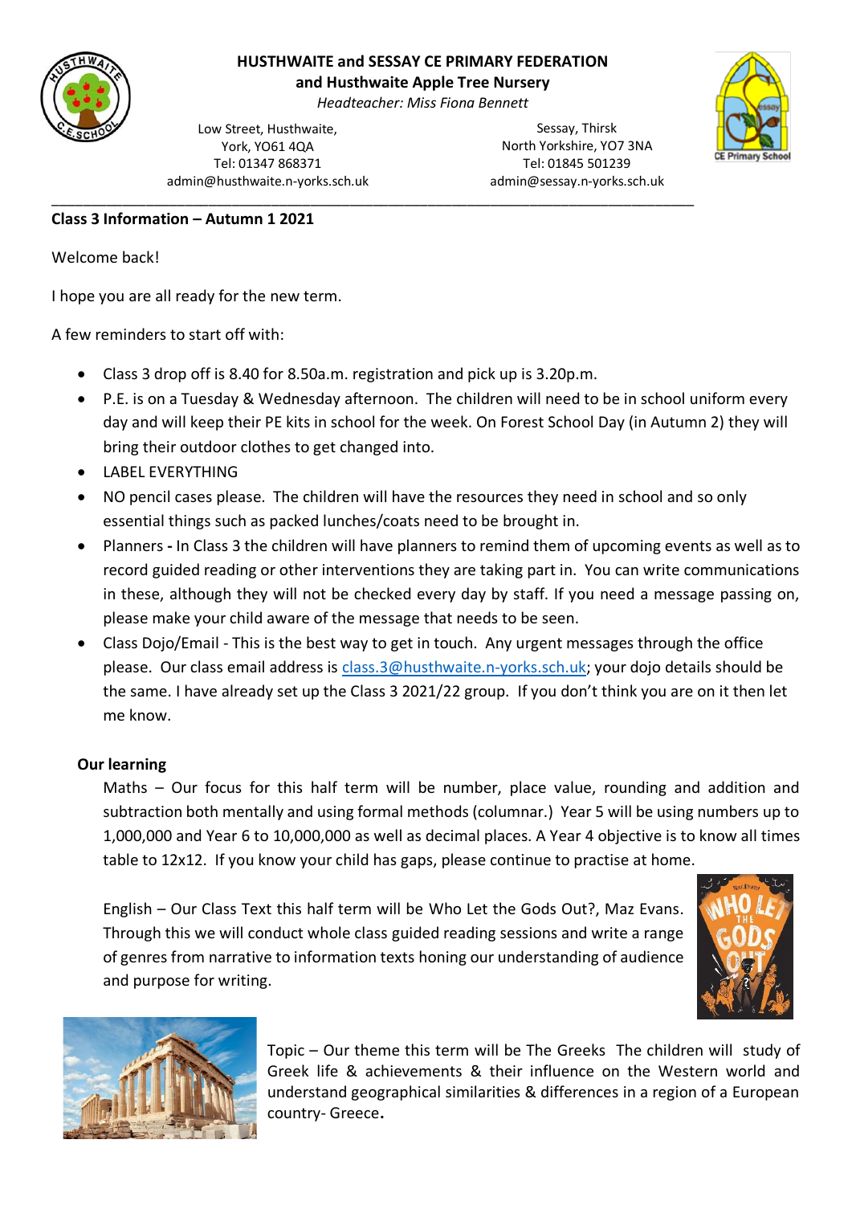**HUSTHWAITE and SESSAY CE PRIMARY FEDERATION**
**and Husthwaite Apple Tree Nursery**
*Headteacher: Miss Fiona Bennett*

Low Street, Husthwaite,
York, YO61 4QA
Tel: 01347 868371
admin@husthwaite.n-yorks.sch.uk

Sessay, Thirsk
North Yorkshire, YO7 3NA
Tel: 01845 501239
admin@sessay.n-yorks.sch.uk

---

**Class 3 Information – Autumn 1 2021**

Welcome back!

I hope you are all ready for the new term.

A few reminders to start off with:

- Class 3 drop off is 8.40 for 8.50a.m. registration and pick up is 3.20p.m.
- P.E. is on a Tuesday & Wednesday afternoon. The children will need to be in school uniform every day and will keep their PE kits in school for the week. On Forest School Day (in Autumn 2) they will bring their outdoor clothes to get changed into.
- LABEL EVERYTHING
- NO pencil cases please. The children will have the resources they need in school and so only essential things such as packed lunches/coats need to be brought in.
- Planners **-** In Class 3 the children will have planners to remind them of upcoming events as well as to record guided reading or other interventions they are taking part in. You can write communications in these, although they will not be checked every day by staff. If you need a message passing on, please make your child aware of the message that needs to be seen.
- Class Dojo/Email - This is the best way to get in touch. Any urgent messages through the office please. Our class email address is class.3@husthwaite.n-yorks.sch.uk; your dojo details should be the same. I have already set up the Class 3 2021/22 group. If you don't think you are on it then let me know.

**Our learning**

Maths – Our focus for this half term will be number, place value, rounding and addition and subtraction both mentally and using formal methods (columnar.) Year 5 will be using numbers up to 1,000,000 and Year 6 to 10,000,000 as well as decimal places. A Year 4 objective is to know all times table to 12x12. If you know your child has gaps, please continue to practise at home.

English – Our Class Text this half term will be Who Let the Gods Out?, Maz Evans. Through this we will conduct whole class guided reading sessions and write a range of genres from narrative to information texts honing our understanding of audience and purpose for writing.

Topic – Our theme this term will be The Greeks The children will study of Greek life & achievements & their influence on the Western world and understand geographical similarities & differences in a region of a European country- Greece**.**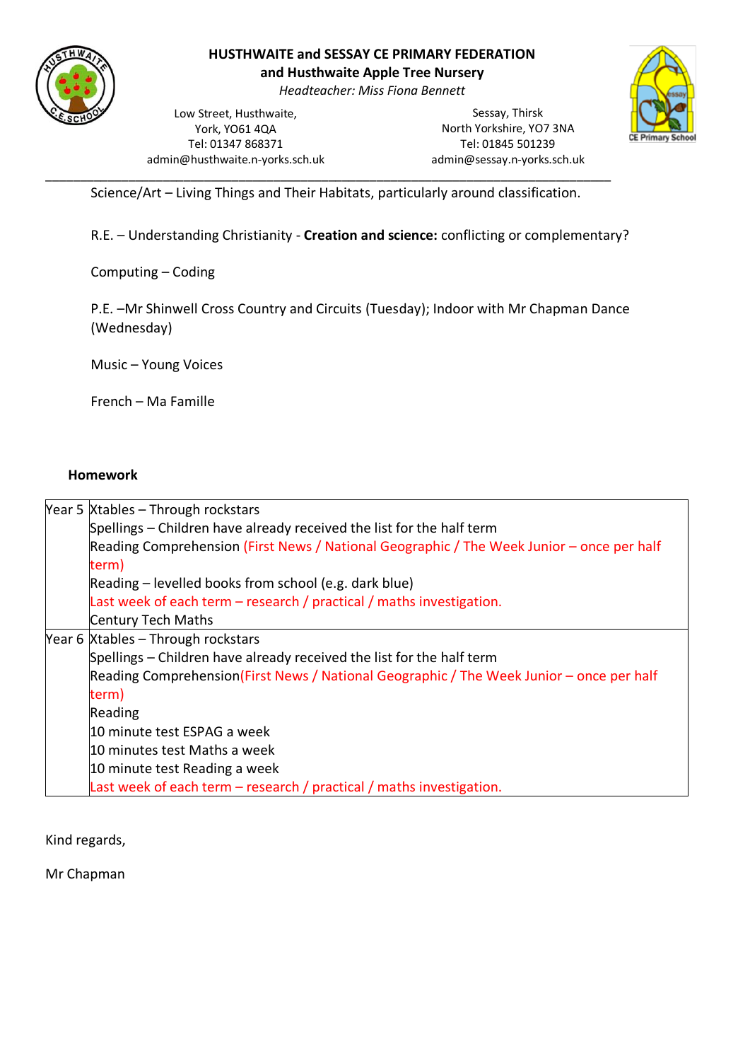**HUSTHWAITE and SESSAY CE PRIMARY FEDERATION**
**and Husthwaite Apple Tree Nursery**
*Headteacher: Miss Fiona Bennett*

Low Street, Husthwaite,
York, YO61 4QA
Tel: 01347 868371
admin@husthwaite.n-yorks.sch.uk

Sessay, Thirsk
North Yorkshire, YO7 3NA
Tel: 01845 501239
admin@sessay.n-yorks.sch.uk

---

Science/Art – Living Things and Their Habitats, particularly around classification.

R.E. – Understanding Christianity - **Creation and science:** conflicting or complementary?

Computing – Coding

P.E. –Mr Shinwell Cross Country and Circuits (Tuesday); Indoor with Mr Chapman Dance (Wednesday)

Music – Young Voices

French – Ma Famille

**Homework**

| | |
|---|---|
| Year 5 | Xtables – Through rockstars<br>Spellings – Children have already received the list for the half term<br>Reading Comprehension (First News / National Geographic / The Week Junior – once per half term)<br>Reading – levelled books from school (e.g. dark blue)<br>Last week of each term – research / practical / maths investigation.<br>Century Tech Maths |
| Year 6 | Xtables – Through rockstars<br>Spellings – Children have already received the list for the half term<br>Reading Comprehension(First News / National Geographic / The Week Junior – once per half term)<br>Reading<br>10 minute test ESPAG a week<br>10 minutes test Maths a week<br>10 minute test Reading a week<br>Last week of each term – research / practical / maths investigation. |

Kind regards,

Mr Chapman